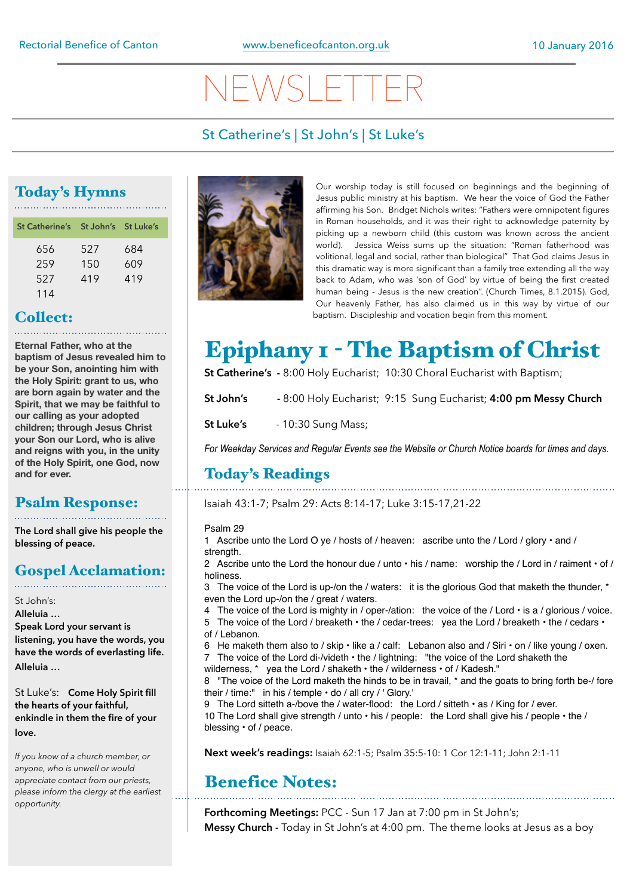Rectorial Benefice of Canton www.beneficeofcanton.org.uk 10 January 2016

# NEWSLETTER

St Catherine's | St John's | St Luke's

## Today's Hymns

| St Catherine's | St John's | St Luke's |
|---|---|---|
| 656 | 527 | 684 |
| 259 | 150 | 609 |
| 527 | 419 | 419 |
| 114 | | |

## Collect:

**Eternal Father, who at the baptism of Jesus revealed him to be your Son, anointing him with the Holy Spirit: grant to us, who are born again by water and the Spirit, that we may be faithful to our calling as your adopted children; through Jesus Christ your Son our Lord, who is alive and reigns with you, in the unity of the Holy Spirit, one God, now and for ever.**

## Psalm Response:

**The Lord shall give his people the blessing of peace.**

## Gospel Acclamation:

St John's:
**Alleluia …**
**Speak Lord your servant is listening, you have the words, you have the words of everlasting life.**
**Alleluia …**

St Luke's: **Come Holy Spirit fill the hearts of your faithful, enkindle in them the fire of your love.**

*If you know of a church member, or anyone, who is unwell or would appreciate contact from our priests, please inform the clergy at the earliest opportunity.*

Our worship today is still focused on beginnings and the beginning of Jesus public ministry at his baptism. We hear the voice of God the Father affirming his Son. Bridget Nichols writes: "Fathers were omnipotent figures in Roman households, and it was their right to acknowledge paternity by picking up a newborn child (this custom was known across the ancient world). Jessica Weiss sums up the situation: "Roman fatherhood was volitional, legal and social, rather than biological" That God claims Jesus in this dramatic way is more significant than a family tree extending all the way back to Adam, who was 'son of God' by virtue of being the first created human being - Jesus is the new creation". (Church Times, 8.1.2015). God, Our heavenly Father, has also claimed us in this way by virtue of our baptism. Discipleship and vocation begin from this moment.

# Epiphany 1 - The Baptism of Christ

**St Catherine's** - 8:00 Holy Eucharist; 10:30 Choral Eucharist with Baptism;

**St John's** - 8:00 Holy Eucharist; 9:15 Sung Eucharist; **4:00 pm Messy Church**

**St Luke's** - 10:30 Sung Mass;

*For Weekday Services and Regular Events see the Website or Church Notice boards for times and days.*

## Today's Readings

Isaiah 43:1-7; Psalm 29: Acts 8:14-17; Luke 3:15-17,21-22

Psalm 29

1 Ascribe unto the Lord O ye / hosts of / heaven: ascribe unto the / Lord / glory • and / strength.
2 Ascribe unto the Lord the honour due / unto • his / name: worship the / Lord in / raiment • of / holiness.
3 The voice of the Lord is up-/on the / waters: it is the glorious God that maketh the thunder, * even the Lord up-/on the / great / waters.
4 The voice of the Lord is mighty in / oper-/ation: the voice of the / Lord • is a / glorious / voice.
5 The voice of the Lord / breaketh • the / cedar-trees: yea the Lord / breaketh • the / cedars • of / Lebanon.
6 He maketh them also to / skip • like a / calf: Lebanon also and / Siri • on / like young / oxen.
7 The voice of the Lord di-/videth • the / lightning: "the voice of the Lord shaketh the wilderness, * yea the Lord / shaketh • the / wilderness • of / Kadesh."
8 "The voice of the Lord maketh the hinds to be in travail, * and the goats to bring forth be-/ fore their / time:" in his / temple • do / all cry / ' Glory.'
9 The Lord sitteth a-/bove the / water-flood: the Lord / sitteth • as / King for / ever.
10 The Lord shall give strength / unto • his / people: the Lord shall give his / people • the / blessing • of / peace.

**Next week's readings:** Isaiah 62:1-5; Psalm 35:5-10: 1 Cor 12:1-11; John 2:1-11

## Benefice Notes:

**Forthcoming Meetings:** PCC - Sun 17 Jan at 7:00 pm in St John's;
**Messy Church -** Today in St John's at 4:00 pm. The theme looks at Jesus as a boy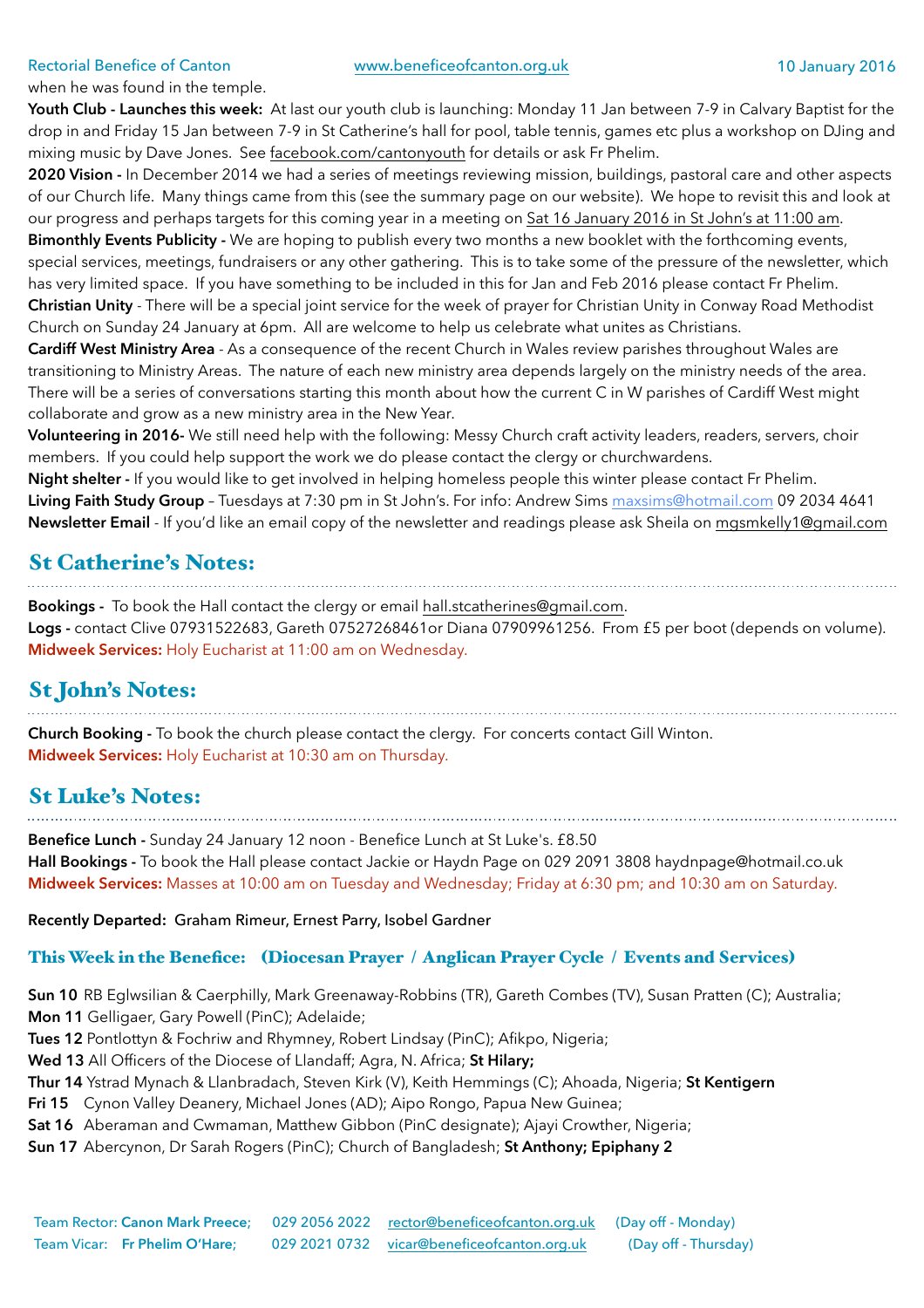when he was found in the temple.

**Youth Club - Launches this week:** At last our youth club is launching: Monday 11 Jan between 7-9 in Calvary Baptist for the drop in and Friday 15 Jan between 7-9 in St Catherine's hall for pool, table tennis, games etc plus a workshop on DJing and mixing music by Dave Jones. See facebook.com/cantonyouth for details or ask Fr Phelim.

**2020 Vision -** In December 2014 we had a series of meetings reviewing mission, buildings, pastoral care and other aspects of our Church life. Many things came from this (see the summary page on our website). We hope to revisit this and look at our progress and perhaps targets for this coming year in a meeting on Sat 16 January 2016 in St John's at 11:00 am.

**Bimonthly Events Publicity -** We are hoping to publish every two months a new booklet with the forthcoming events, special services, meetings, fundraisers or any other gathering. This is to take some of the pressure of the newsletter, which has very limited space. If you have something to be included in this for Jan and Feb 2016 please contact Fr Phelim.

**Christian Unity** - There will be a special joint service for the week of prayer for Christian Unity in Conway Road Methodist Church on Sunday 24 January at 6pm. All are welcome to help us celebrate what unites as Christians.

**Cardiff West Ministry Area** - As a consequence of the recent Church in Wales review parishes throughout Wales are transitioning to Ministry Areas. The nature of each new ministry area depends largely on the ministry needs of the area. There will be a series of conversations starting this month about how the current C in W parishes of Cardiff West might collaborate and grow as a new ministry area in the New Year.

**Volunteering in 2016-** We still need help with the following: Messy Church craft activity leaders, readers, servers, choir members. If you could help support the work we do please contact the clergy or churchwardens.

**Night shelter -** If you would like to get involved in helping homeless people this winter please contact Fr Phelim.

**Living Faith Study Group** – Tuesdays at 7:30 pm in St John's. For info: Andrew Sims maxsims@hotmail.com 09 2034 4641

**Newsletter Email** - If you'd like an email copy of the newsletter and readings please ask Sheila on mgsmkelly1@gmail.com

## St Catherine's Notes:

**Bookings -** To book the Hall contact the clergy or email hall.stcatherines@gmail.com.

**Logs -** contact Clive 07931522683, Gareth 07527268461or Diana 07909961256. From £5 per boot (depends on volume).

**Midweek Services:** Holy Eucharist at 11:00 am on Wednesday.

## St John's Notes:

**Church Booking -** To book the church please contact the clergy. For concerts contact Gill Winton.

**Midweek Services:** Holy Eucharist at 10:30 am on Thursday.

## St Luke's Notes:

**Benefice Lunch -** Sunday 24 January 12 noon - Benefice Lunch at St Luke's. £8.50

**Hall Bookings -** To book the Hall please contact Jackie or Haydn Page on 029 2091 3808 haydnpage@hotmail.co.uk

**Midweek Services:** Masses at 10:00 am on Tuesday and Wednesday; Friday at 6:30 pm; and 10:30 am on Saturday.

**Recently Departed:** Graham Rimeur, Ernest Parry, Isobel Gardner

### This Week in the Benefice: (Diocesan Prayer / Anglican Prayer Cycle / Events and Services)

**Sun 10** RB Eglwsilian & Caerphilly, Mark Greenaway-Robbins (TR), Gareth Combes (TV), Susan Pratten (C); Australia;
**Mon 11** Gelligaer, Gary Powell (PinC); Adelaide;
**Tues 12** Pontlottyn & Fochriw and Rhymney, Robert Lindsay (PinC); Afikpo, Nigeria;
**Wed 13** All Officers of the Diocese of Llandaff; Agra, N. Africa; **St Hilary;**
**Thur 14** Ystrad Mynach & Llanbradach, Steven Kirk (V), Keith Hemmings (C); Ahoada, Nigeria; **St Kentigern**
**Fri 15** Cynon Valley Deanery, Michael Jones (AD); Aipo Rongo, Papua New Guinea;
**Sat 16** Aberaman and Cwmaman, Matthew Gibbon (PinC designate); Ajayi Crowther, Nigeria;
**Sun 17** Abercynon, Dr Sarah Rogers (PinC); Church of Bangladesh; **St Anthony; Epiphany 2**

Team Rector: **Canon Mark Preece;** 029 2056 2022 rector@beneficeofcanton.org.uk (Day off - Monday)
Team Vicar: **Fr Phelim O'Hare;** 029 2021 0732 vicar@beneficeofcanton.org.uk (Day off - Thursday)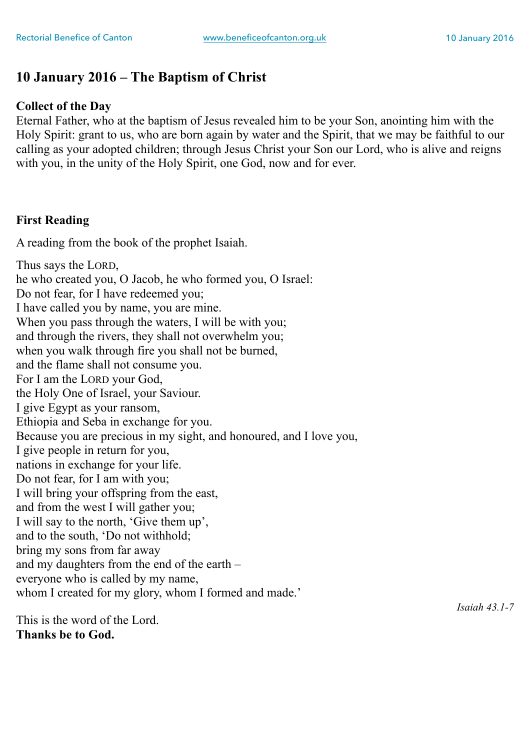## 10 January 2016 – The Baptism of Christ

**Collect of the Day**

Eternal Father, who at the baptism of Jesus revealed him to be your Son, anointing him with the Holy Spirit: grant to us, who are born again by water and the Spirit, that we may be faithful to our calling as your adopted children; through Jesus Christ your Son our Lord, who is alive and reigns with you, in the unity of the Holy Spirit, one God, now and for ever.

**First Reading**

A reading from the book of the prophet Isaiah.

Thus says the LORD,
he who created you, O Jacob, he who formed you, O Israel:
Do not fear, for I have redeemed you;
I have called you by name, you are mine.
When you pass through the waters, I will be with you;
and through the rivers, they shall not overwhelm you;
when you walk through fire you shall not be burned,
and the flame shall not consume you.
For I am the LORD your God,
the Holy One of Israel, your Saviour.
I give Egypt as your ransom,
Ethiopia and Seba in exchange for you.
Because you are precious in my sight, and honoured, and I love you,
I give people in return for you,
nations in exchange for your life.
Do not fear, for I am with you;
I will bring your offspring from the east,
and from the west I will gather you;
I will say to the north, 'Give them up',
and to the south, 'Do not withhold;
bring my sons from far away
and my daughters from the end of the earth –
everyone who is called by my name,
whom I created for my glory, whom I formed and made.'

*Isaiah 43.1-7*

This is the word of the Lord.
**Thanks be to God.**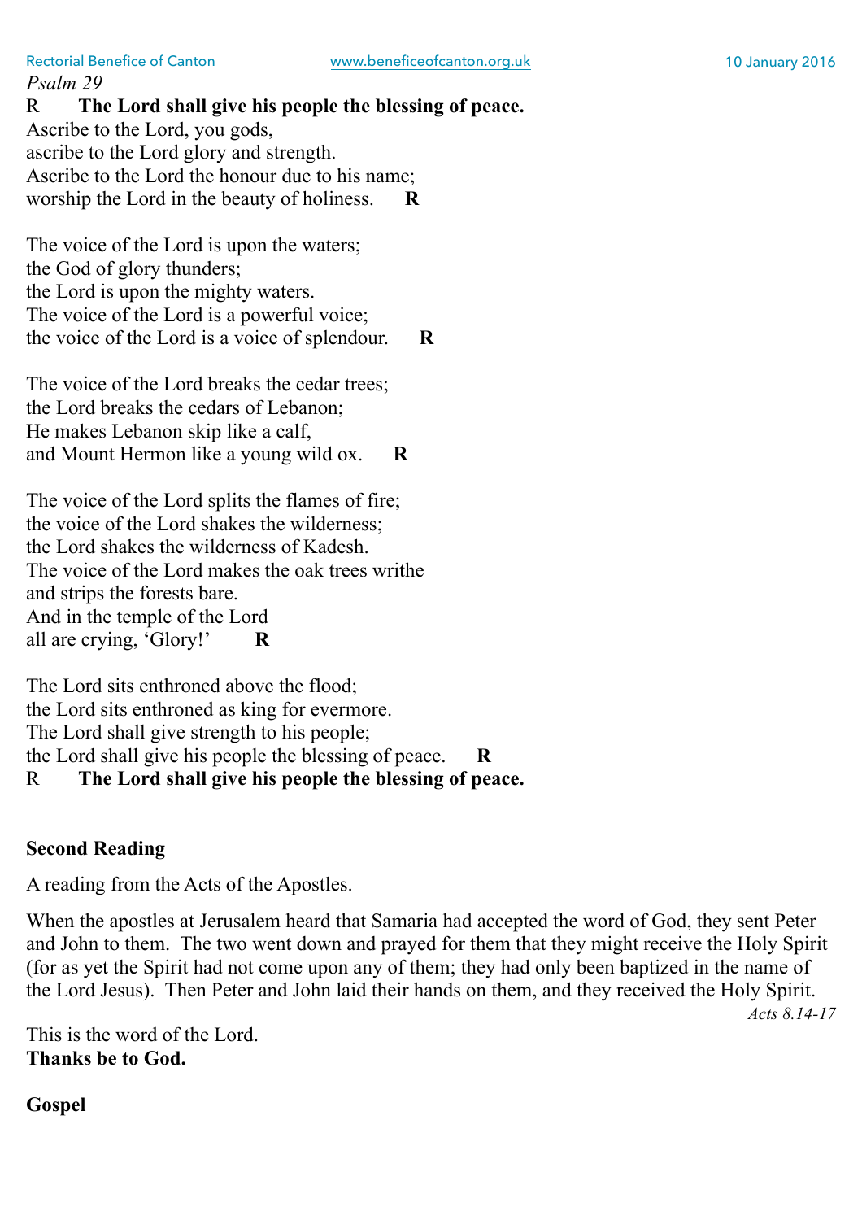*Psalm 29*

R **The Lord shall give his people the blessing of peace.**

Ascribe to the Lord, you gods,
ascribe to the Lord glory and strength.
Ascribe to the Lord the honour due to his name;
worship the Lord in the beauty of holiness. **R**

The voice of the Lord is upon the waters;
the God of glory thunders;
the Lord is upon the mighty waters.
The voice of the Lord is a powerful voice;
the voice of the Lord is a voice of splendour. **R**

The voice of the Lord breaks the cedar trees;
the Lord breaks the cedars of Lebanon;
He makes Lebanon skip like a calf,
and Mount Hermon like a young wild ox. **R**

The voice of the Lord splits the flames of fire;
the voice of the Lord shakes the wilderness;
the Lord shakes the wilderness of Kadesh.
The voice of the Lord makes the oak trees writhe
and strips the forests bare.
And in the temple of the Lord
all are crying, 'Glory!' **R**

The Lord sits enthroned above the flood;
the Lord sits enthroned as king for evermore.
The Lord shall give strength to his people;
the Lord shall give his people the blessing of peace. **R**

R **The Lord shall give his people the blessing of peace.**

**Second Reading**

A reading from the Acts of the Apostles.

When the apostles at Jerusalem heard that Samaria had accepted the word of God, they sent Peter and John to them. The two went down and prayed for them that they might receive the Holy Spirit (for as yet the Spirit had not come upon any of them; they had only been baptized in the name of the Lord Jesus). Then Peter and John laid their hands on them, and they received the Holy Spirit.

*Acts 8.14-17*

This is the word of the Lord.
**Thanks be to God.**

**Gospel**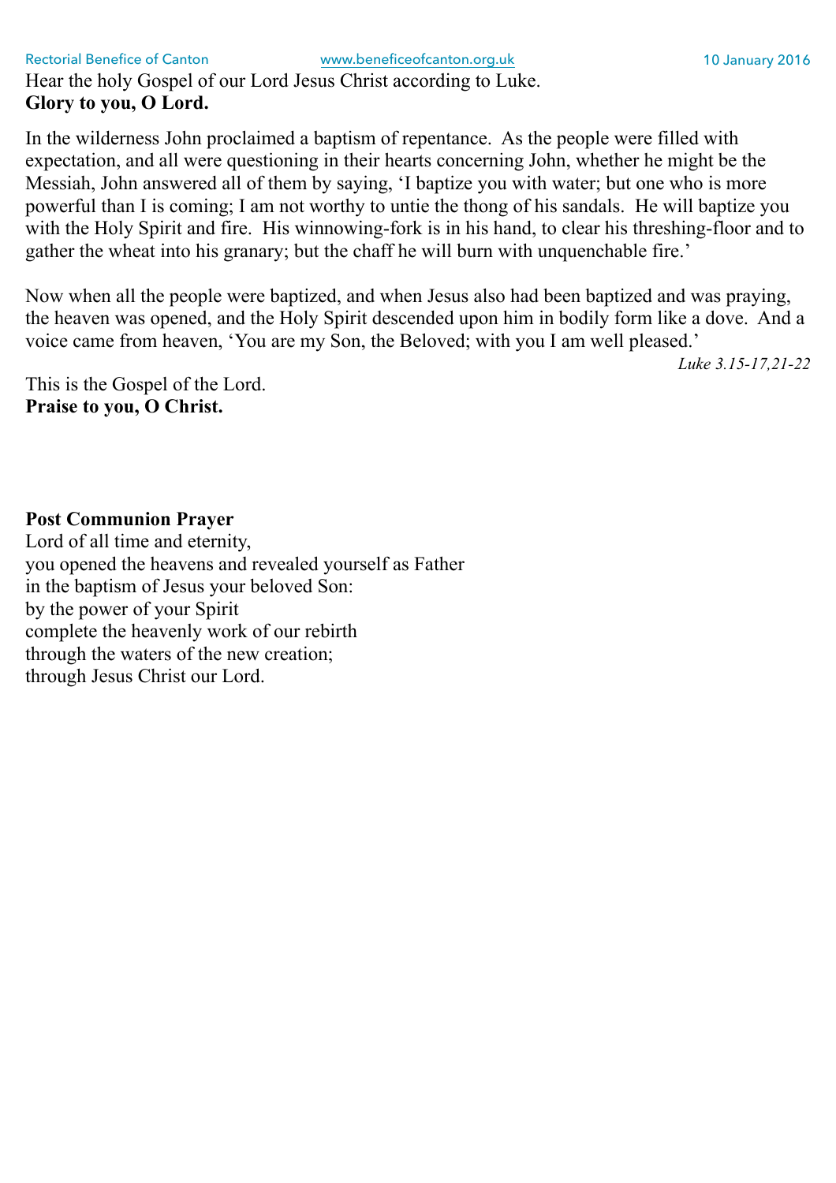Hear the holy Gospel of our Lord Jesus Christ according to Luke.
**Glory to you, O Lord.**

In the wilderness John proclaimed a baptism of repentance. As the people were filled with expectation, and all were questioning in their hearts concerning John, whether he might be the Messiah, John answered all of them by saying, ‘I baptize you with water; but one who is more powerful than I is coming; I am not worthy to untie the thong of his sandals. He will baptize you with the Holy Spirit and fire. His winnowing-fork is in his hand, to clear his threshing-floor and to gather the wheat into his granary; but the chaff he will burn with unquenchable fire.’

Now when all the people were baptized, and when Jesus also had been baptized and was praying, the heaven was opened, and the Holy Spirit descended upon him in bodily form like a dove. And a voice came from heaven, ‘You are my Son, the Beloved; with you I am well pleased.’

*Luke 3.15-17,21-22*

This is the Gospel of the Lord.
**Praise to you, O Christ.**

**Post Communion Prayer**

Lord of all time and eternity,
you opened the heavens and revealed yourself as Father
in the baptism of Jesus your beloved Son:
by the power of your Spirit
complete the heavenly work of our rebirth
through the waters of the new creation;
through Jesus Christ our Lord.